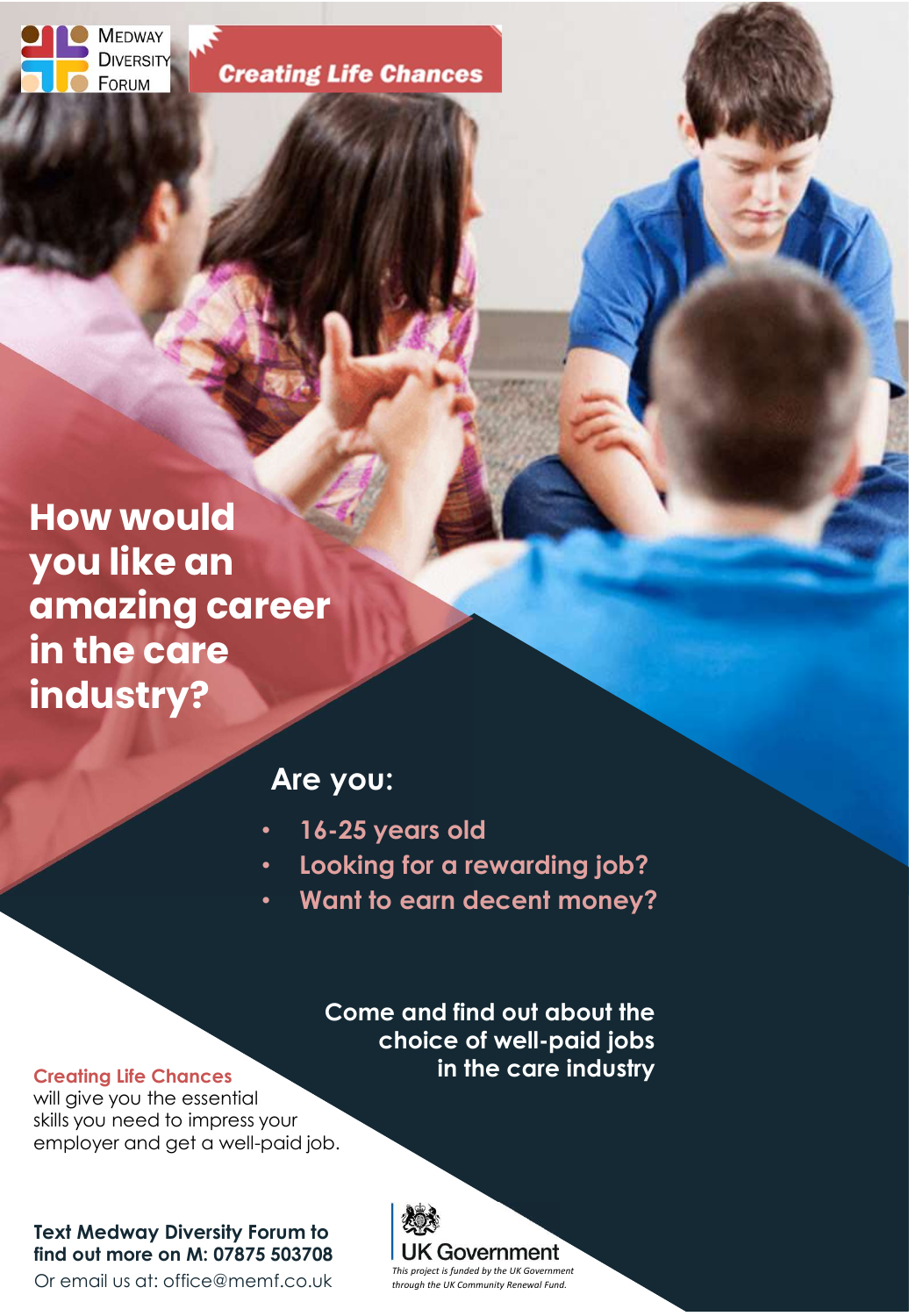Medway Diversity Forum

**Creating Life Chances**

# How would you like an amazing career in the care industry?

## Are you:

- **16-25 years old**
- **Looking for a rewarding job?**
- **Want to earn decent money?**

**Come and find out about the choice of well-paid jobs in the care industry**

**Creating Life Chances** will give you the essential skills you need to impress your employer and get a well-paid job.

**Text Medway Diversity Forum to find out more on M: 07875 503708**
Or email us at: office@memf.co.uk

UK Government

*This project is funded by the UK Government through the UK Community Renewal Fund.*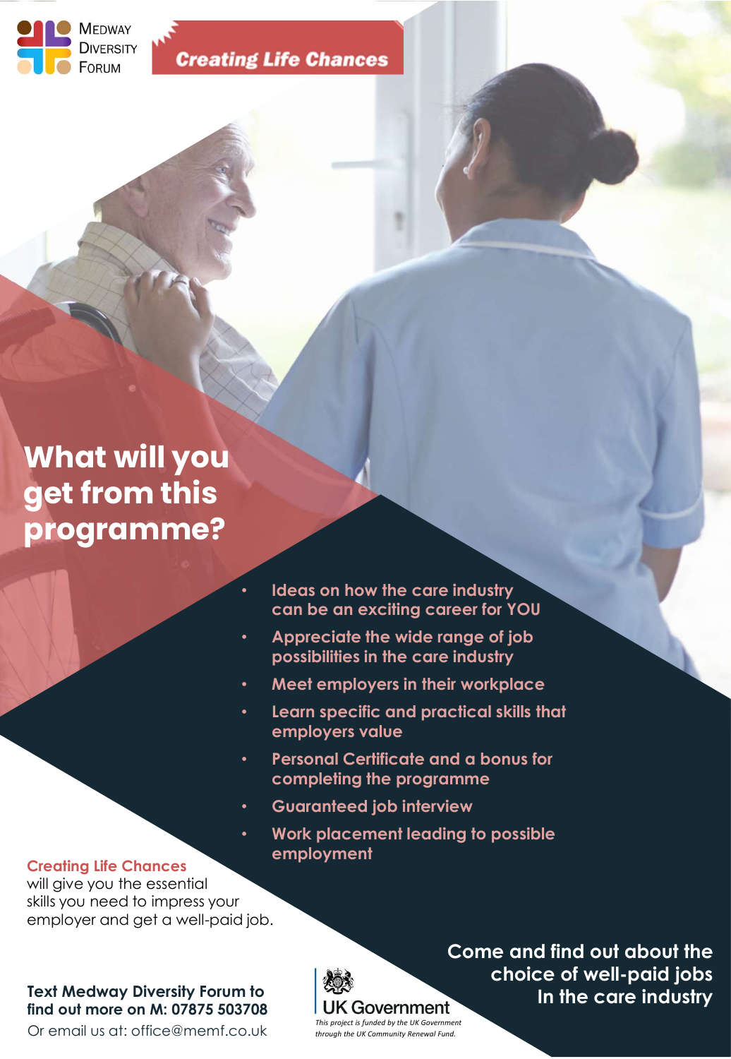Medway Diversity Forum

**Creating Life Chances**

# What will you get from this programme?

- Ideas on how the care industry can be an exciting career for YOU
- Appreciate the wide range of job possibilities in the care industry
- Meet employers in their workplace
- Learn specific and practical skills that employers value
- Personal Certificate and a bonus for completing the programme
- Guaranteed job interview
- Work placement leading to possible employment

**Creating Life Chances** will give you the essential skills you need to impress your employer and get a well-paid job.

**Come and find out about the choice of well-paid jobs In the care industry**

**Text Medway Diversity Forum to find out more on M: 07875 503708**

Or email us at: office@memf.co.uk

UK Government

*This project is funded by the UK Government through the UK Community Renewal Fund.*